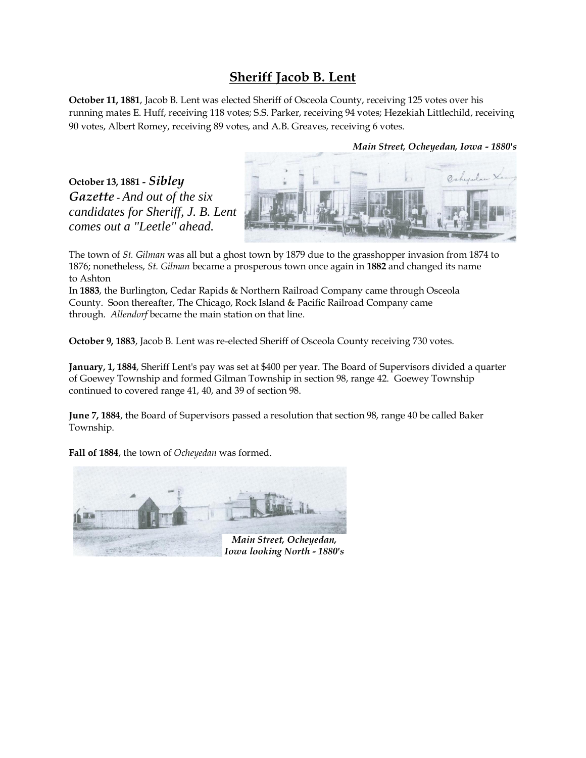# Sheriff Jacob B. Lent

**October 11, 1881**, Jacob B. Lent was elected Sheriff of Osceola County, receiving 125 votes over his running mates E. Huff, receiving 118 votes; S.S. Parker, receiving 94 votes; Hezekiah Littlechild, receiving 90 votes, Albert Romey, receiving 89 votes, and A.B. Greaves, receiving 6 votes.

***Main Street, Ocheyedan, Iowa - 1880's***

**October 13, 1881 -** ***Sibley Gazette** - And out of the six candidates for Sheriff, J. B. Lent comes out a "Leetle" ahead.*

The town of *St. Gilman* was all but a ghost town by 1879 due to the grasshopper invasion from 1874 to 1876; nonetheless, *St. Gilman* became a prosperous town once again in **1882** and changed its name to Ashton

In **1883**, the Burlington, Cedar Rapids & Northern Railroad Company came through Osceola County. Soon thereafter, The Chicago, Rock Island & Pacific Railroad Company came through. *Allendorf* became the main station on that line.

**October 9, 1883**, Jacob B. Lent was re-elected Sheriff of Osceola County receiving 730 votes.

**January, 1, 1884**, Sheriff Lent's pay was set at $400 per year. The Board of Supervisors divided a quarter of Goewey Township and formed Gilman Township in section 98, range 42. Goewey Township continued to covered range 41, 40, and 39 of section 98.

**June 7, 1884**, the Board of Supervisors passed a resolution that section 98, range 40 be called Baker Township.

**Fall of 1884**, the town of *Ocheyedan* was formed.

***Main Street, Ocheyedan, Iowa looking North - 1880's***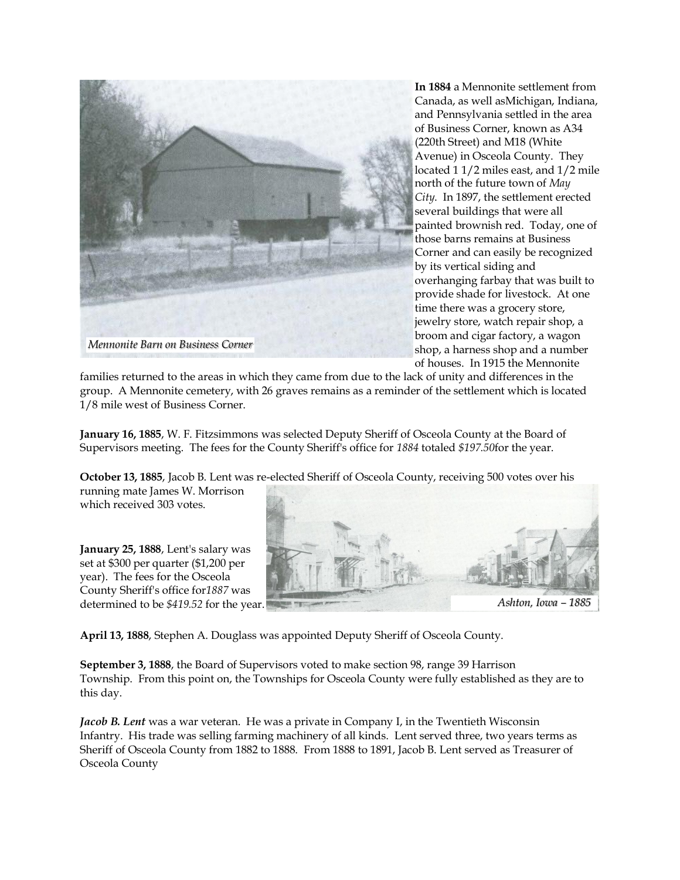Mennonite Barn on Business Corner

**In 1884** a Mennonite settlement from Canada, as well asMichigan, Indiana, and Pennsylvania settled in the area of Business Corner, known as A34 (220th Street) and M18 (White Avenue) in Osceola County. They located 1 1/2 miles east, and 1/2 mile north of the future town of *May City*. In 1897, the settlement erected several buildings that were all painted brownish red. Today, one of those barns remains at Business Corner and can easily be recognized by its vertical siding and overhanging farbay that was built to provide shade for livestock. At one time there was a grocery store, jewelry store, watch repair shop, a broom and cigar factory, a wagon shop, a harness shop and a number of houses. In 1915 the Mennonite families returned to the areas in which they came from due to the lack of unity and differences in the group. A Mennonite cemetery, with 26 graves remains as a reminder of the settlement which is located 1/8 mile west of Business Corner.

**January 16, 1885**, W. F. Fitzsimmons was selected Deputy Sheriff of Osceola County at the Board of Supervisors meeting. The fees for the County Sheriff's office for *1884* totaled *$197.50*for the year.

**October 13, 1885**, Jacob B. Lent was re-elected Sheriff of Osceola County, receiving 500 votes over his running mate James W. Morrison which received 303 votes.

**January 25, 1888**, Lent's salary was set at $300 per quarter ($1,200 per year). The fees for the Osceola County Sheriff's office for*1887* was determined to be *$419.52* for the year.

Ashton, Iowa – 1885

**April 13, 1888**, Stephen A. Douglass was appointed Deputy Sheriff of Osceola County.

**September 3, 1888**, the Board of Supervisors voted to make section 98, range 39 Harrison Township. From this point on, the Townships for Osceola County were fully established as they are to this day.

***Jacob B. Lent*** was a war veteran. He was a private in Company I, in the Twentieth Wisconsin Infantry. His trade was selling farming machinery of all kinds. Lent served three, two years terms as Sheriff of Osceola County from 1882 to 1888. From 1888 to 1891, Jacob B. Lent served as Treasurer of Osceola County